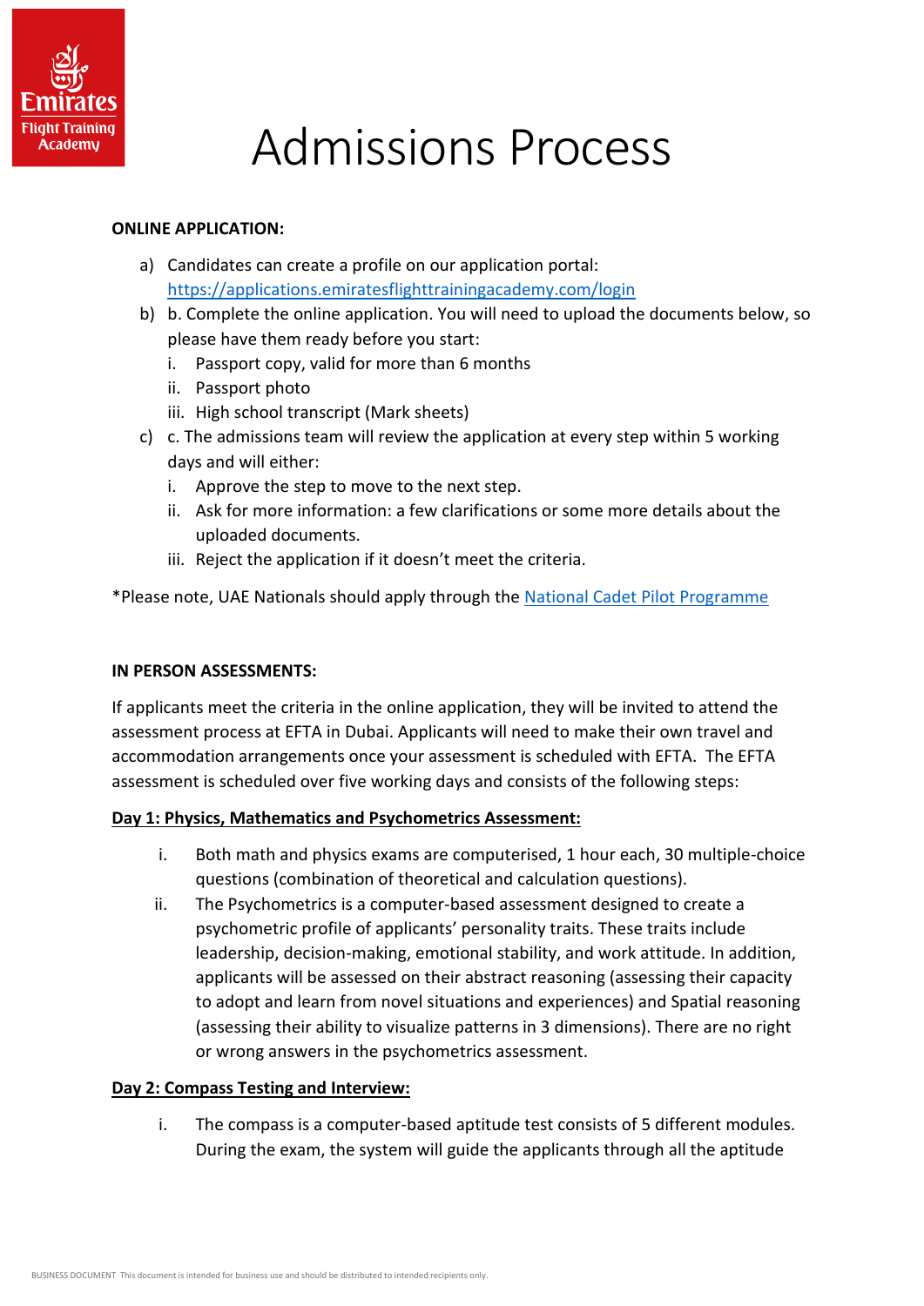# Admissions Process

**ONLINE APPLICATION:**

a) Candidates can create a profile on our application portal: [https://applications.emiratesflighttrainingacademy.com/login](https://applications.emiratesflighttrainingacademy.com/login)
b) b. Complete the online application. You will need to upload the documents below, so please have them ready before you start:
   i. Passport copy, valid for more than 6 months
   ii. Passport photo
   iii. High school transcript (Mark sheets)
c) c. The admissions team will review the application at every step within 5 working days and will either:
   i. Approve the step to move to the next step.
   ii. Ask for more information: a few clarifications or some more details about the uploaded documents.
   iii. Reject the application if it doesn't meet the criteria.

*Please note, UAE Nationals should apply through the National Cadet Pilot Programme

**IN PERSON ASSESSMENTS:**

If applicants meet the criteria in the online application, they will be invited to attend the assessment process at EFTA in Dubai. Applicants will need to make their own travel and accommodation arrangements once your assessment is scheduled with EFTA. The EFTA assessment is scheduled over five working days and consists of the following steps:

**Day 1: Physics, Mathematics and Psychometrics Assessment:**

i. Both math and physics exams are computerised, 1 hour each, 30 multiple-choice questions (combination of theoretical and calculation questions).
ii. The Psychometrics is a computer-based assessment designed to create a psychometric profile of applicants' personality traits. These traits include leadership, decision-making, emotional stability, and work attitude. In addition, applicants will be assessed on their abstract reasoning (assessing their capacity to adopt and learn from novel situations and experiences) and Spatial reasoning (assessing their ability to visualize patterns in 3 dimensions). There are no right or wrong answers in the psychometrics assessment.

**Day 2: Compass Testing and Interview:**

i. The compass is a computer-based aptitude test consists of 5 different modules. During the exam, the system will guide the applicants through all the aptitude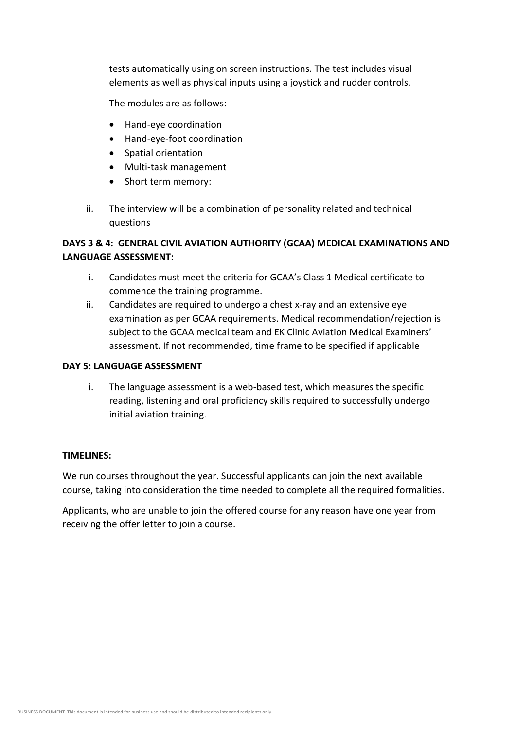tests automatically using on screen instructions. The test includes visual elements as well as physical inputs using a joystick and rudder controls.

The modules are as follows:

- Hand-eye coordination
- Hand-eye-foot coordination
- Spatial orientation
- Multi-task management
- Short term memory:

ii. The interview will be a combination of personality related and technical questions

**DAYS 3 & 4: GENERAL CIVIL AVIATION AUTHORITY (GCAA) MEDICAL EXAMINATIONS AND LANGUAGE ASSESSMENT:**

i. Candidates must meet the criteria for GCAA's Class 1 Medical certificate to commence the training programme.

ii. Candidates are required to undergo a chest x-ray and an extensive eye examination as per GCAA requirements. Medical recommendation/rejection is subject to the GCAA medical team and EK Clinic Aviation Medical Examiners' assessment. If not recommended, time frame to be specified if applicable

**DAY 5: LANGUAGE ASSESSMENT**

i. The language assessment is a web-based test, which measures the specific reading, listening and oral proficiency skills required to successfully undergo initial aviation training.

**TIMELINES:**

We run courses throughout the year. Successful applicants can join the next available course, taking into consideration the time needed to complete all the required formalities.

Applicants, who are unable to join the offered course for any reason have one year from receiving the offer letter to join a course.